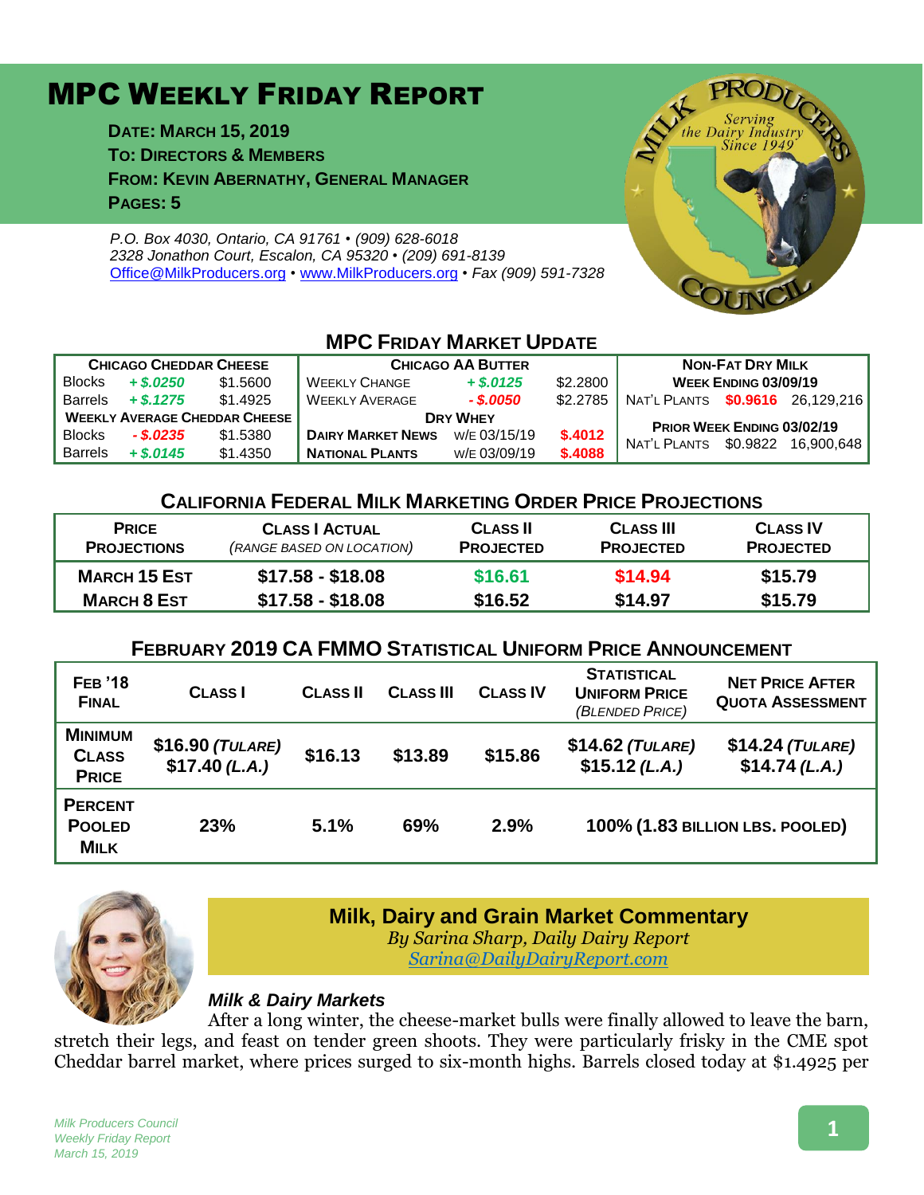# MPC WEEKLY FRIDAY REPORT

**DATE: MARCH 15, 2019**
**TO: DIRECTORS & MEMBERS**
**FROM: KEVIN ABERNATHY, GENERAL MANAGER**
**PAGES: 5**

*P.O. Box 4030, Ontario, CA 91761 • (909) 628-6018*
*2328 Jonathon Court, Escalon, CA 95320 • (209) 691-8139*
*Office@MilkProducers.org • www.MilkProducers.org • Fax (909) 591-7328*

## MPC FRIDAY MARKET UPDATE

| CHICAGO CHEDDAR CHEESE | | | CHICAGO AA BUTTER | | | NON-FAT DRY MILK | | |
|---|---|---|---|---|---|---|---|---|
| Blocks | + $.0250 | $1.5600 | WEEKLY CHANGE | + $.0125 | $2.2800 | WEEK ENDING 03/09/19 | | |
| Barrels | + $.1275 | $1.4925 | WEEKLY AVERAGE | - $.0050 | $2.2785 | NAT'L PLANTS | $0.9616 | 26,129,216 |
| WEEKLY AVERAGE CHEDDAR CHEESE | | | DRY WHEY | | | PRIOR WEEK ENDING 03/02/19 | | |
| Blocks | - $.0235 | $1.5380 | DAIRY MARKET NEWS | W/E 03/15/19 | $.4012 | NAT'L PLANTS | $0.9822 | 16,900,648 |
| Barrels | + $.0145 | $1.4350 | NATIONAL PLANTS | W/E 03/09/19 | $.4088 | | | |

## CALIFORNIA FEDERAL MILK MARKETING ORDER PRICE PROJECTIONS

| PRICE PROJECTIONS | CLASS I ACTUAL *(RANGE BASED ON LOCATION)* | CLASS II PROJECTED | CLASS III PROJECTED | CLASS IV PROJECTED |
|---|---|---|---|---|
| MARCH 15 EST | $17.58 - $18.08 | $16.61 | $14.94 | $15.79 |
| MARCH 8 EST | $17.58 - $18.08 | $16.52 | $14.97 | $15.79 |

## FEBRUARY 2019 CA FMMO STATISTICAL UNIFORM PRICE ANNOUNCEMENT

| FEB '18 FINAL | CLASS I | CLASS II | CLASS III | CLASS IV | STATISTICAL UNIFORM PRICE *(BLENDED PRICE)* | NET PRICE AFTER QUOTA ASSESSMENT |
|---|---|---|---|---|---|---|
| MINIMUM CLASS PRICE | $16.90 *(TULARE)* $17.40 *(L.A.)* | $16.13 | $13.89 | $15.86 | $14.62 *(TULARE)* $15.12 *(L.A.)* | $14.24 *(TULARE)* $14.74 *(L.A.)* |
| PERCENT POOLED MILK | 23% | 5.1% | 69% | 2.9% | 100% (1.83 BILLION LBS. POOLED) | |

## Milk, Dairy and Grain Market Commentary

*By Sarina Sharp, Daily Dairy Report*
*Sarina@DailyDairyReport.com*

### *Milk & Dairy Markets*

After a long winter, the cheese-market bulls were finally allowed to leave the barn, stretch their legs, and feast on tender green shoots. They were particularly frisky in the CME spot Cheddar barrel market, where prices surged to six-month highs. Barrels closed today at $1.4925 per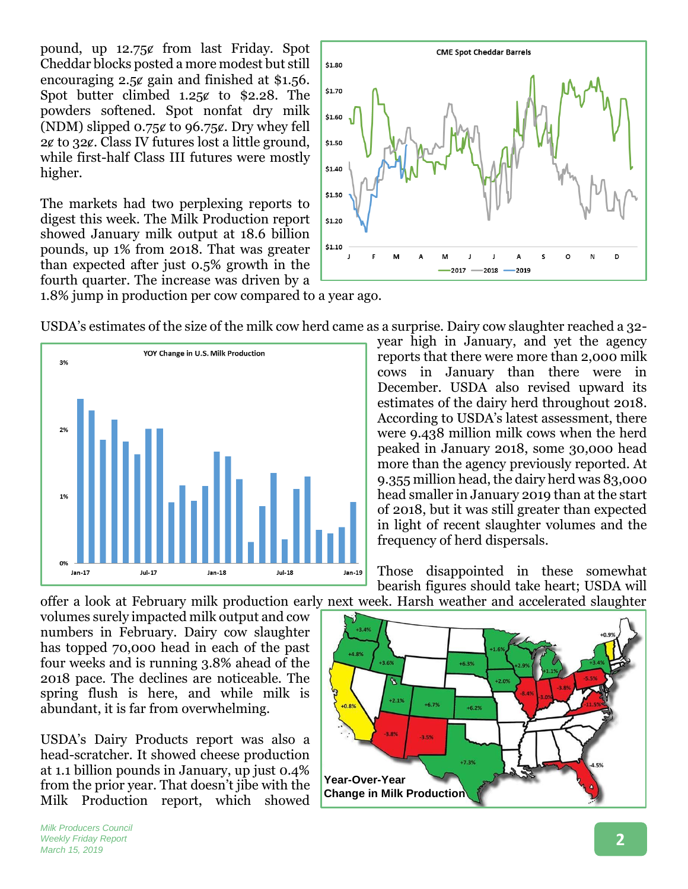pound, up 12.75¢ from last Friday. Spot Cheddar blocks posted a more modest but still encouraging 2.5¢ gain and finished at $1.56. Spot butter climbed 1.25¢ to $2.28. The powders softened. Spot nonfat dry milk (NDM) slipped 0.75¢ to 96.75¢. Dry whey fell 2¢ to 32¢. Class IV futures lost a little ground, while first-half Class III futures were mostly higher.

The markets had two perplexing reports to digest this week. The Milk Production report showed January milk output at 18.6 billion pounds, up 1% from 2018. That was greater than expected after just 0.5% growth in the fourth quarter. The increase was driven by a 1.8% jump in production per cow compared to a year ago.

USDA's estimates of the size of the milk cow herd came as a surprise. Dairy cow slaughter reached a 32-year high in January, and yet the agency reports that there were more than 2,000 milk cows in January than there were in December. USDA also revised upward its estimates of the dairy herd throughout 2018. According to USDA's latest assessment, there were 9.438 million milk cows when the herd peaked in January 2018, some 30,000 head more than the agency previously reported. At 9.355 million head, the dairy herd was 83,000 head smaller in January 2019 than at the start of 2018, but it was still greater than expected in light of recent slaughter volumes and the frequency of herd dispersals.

Those disappointed in these somewhat bearish figures should take heart; USDA will offer a look at February milk production early next week. Harsh weather and accelerated slaughter volumes surely impacted milk output and cow numbers in February. Dairy cow slaughter has topped 70,000 head in each of the past four weeks and is running 3.8% ahead of the 2018 pace. The declines are noticeable. The spring flush is here, and while milk is abundant, it is far from overwhelming.

USDA's Dairy Products report was also a head-scratcher. It showed cheese production at 1.1 billion pounds in January, up just 0.4% from the prior year. That doesn't jibe with the Milk Production report, which showed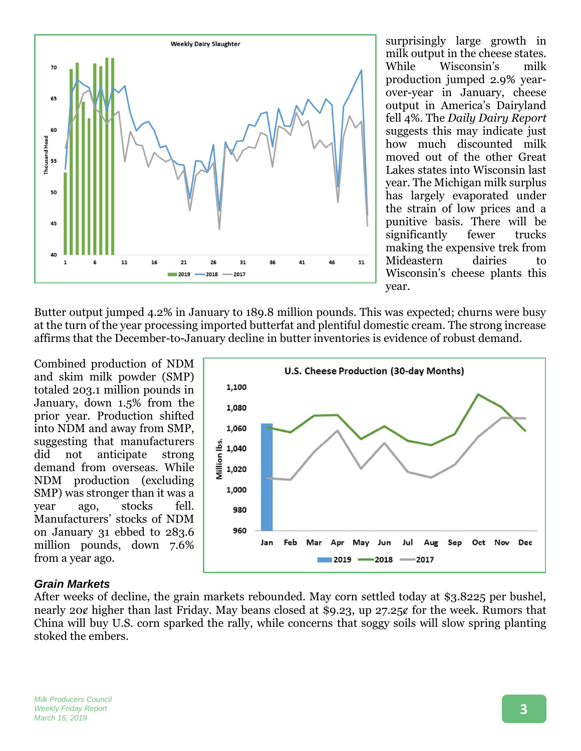surprisingly large growth in milk output in the cheese states. While Wisconsin's milk production jumped 2.9% year-over-year in January, cheese output in America's Dairyland fell 4%. The *Daily Dairy Report* suggests this may indicate just how much discounted milk moved out of the other Great Lakes states into Wisconsin last year. The Michigan milk surplus has largely evaporated under the strain of low prices and a punitive basis. There will be significantly fewer trucks making the expensive trek from Mideastern dairies to Wisconsin's cheese plants this year.

Butter output jumped 4.2% in January to 189.8 million pounds. This was expected; churns were busy at the turn of the year processing imported butterfat and plentiful domestic cream. The strong increase affirms that the December-to-January decline in butter inventories is evidence of robust demand.

Combined production of NDM and skim milk powder (SMP) totaled 203.1 million pounds in January, down 1.5% from the prior year. Production shifted into NDM and away from SMP, suggesting that manufacturers did not anticipate strong demand from overseas. While NDM production (excluding SMP) was stronger than it was a year ago, stocks fell. Manufacturers' stocks of NDM on January 31 ebbed to 283.6 million pounds, down 7.6% from a year ago.

### *Grain Markets*

After weeks of decline, the grain markets rebounded. May corn settled today at $3.8225 per bushel, nearly 20¢ higher than last Friday. May beans closed at $9.23, up 27.25¢ for the week. Rumors that China will buy U.S. corn sparked the rally, while concerns that soggy soils will slow spring planting stoked the embers.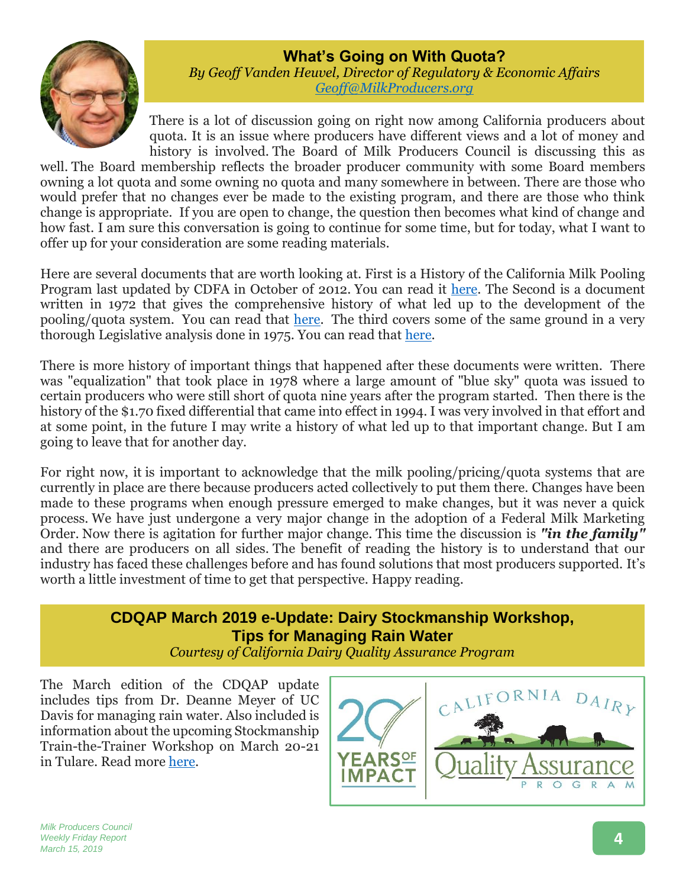## What's Going on With Quota?

*By Geoff Vanden Heuvel, Director of Regulatory & Economic Affairs*
*Geoff@MilkProducers.org*

There is a lot of discussion going on right now among California producers about quota. It is an issue where producers have different views and a lot of money and history is involved. The Board of Milk Producers Council is discussing this as well. The Board membership reflects the broader producer community with some Board members owning a lot quota and some owning no quota and many somewhere in between. There are those who would prefer that no changes ever be made to the existing program, and there are those who think change is appropriate. If you are open to change, the question then becomes what kind of change and how fast. I am sure this conversation is going to continue for some time, but for today, what I want to offer up for your consideration are some reading materials.

Here are several documents that are worth looking at. First is a History of the California Milk Pooling Program last updated by CDFA in October of 2012. You can read it here. The Second is a document written in 1972 that gives the comprehensive history of what led up to the development of the pooling/quota system. You can read that here. The third covers some of the same ground in a very thorough Legislative analysis done in 1975. You can read that here.

There is more history of important things that happened after these documents were written. There was "equalization" that took place in 1978 where a large amount of "blue sky" quota was issued to certain producers who were still short of quota nine years after the program started. Then there is the history of the $1.70 fixed differential that came into effect in 1994. I was very involved in that effort and at some point, in the future I may write a history of what led up to that important change. But I am going to leave that for another day.

For right now, it is important to acknowledge that the milk pooling/pricing/quota systems that are currently in place are there because producers acted collectively to put them there. Changes have been made to these programs when enough pressure emerged to make changes, but it was never a quick process. We have just undergone a very major change in the adoption of a Federal Milk Marketing Order. Now there is agitation for further major change. This time the discussion is ***"in the family"*** and there are producers on all sides. The benefit of reading the history is to understand that our industry has faced these challenges before and has found solutions that most producers supported. It's worth a little investment of time to get that perspective. Happy reading.

## CDQAP March 2019 e-Update: Dairy Stockmanship Workshop, Tips for Managing Rain Water

*Courtesy of California Dairy Quality Assurance Program*

The March edition of the CDQAP update includes tips from Dr. Deanne Meyer of UC Davis for managing rain water. Also included is information about the upcoming Stockmanship Train-the-Trainer Workshop on March 20-21 in Tulare. Read more here.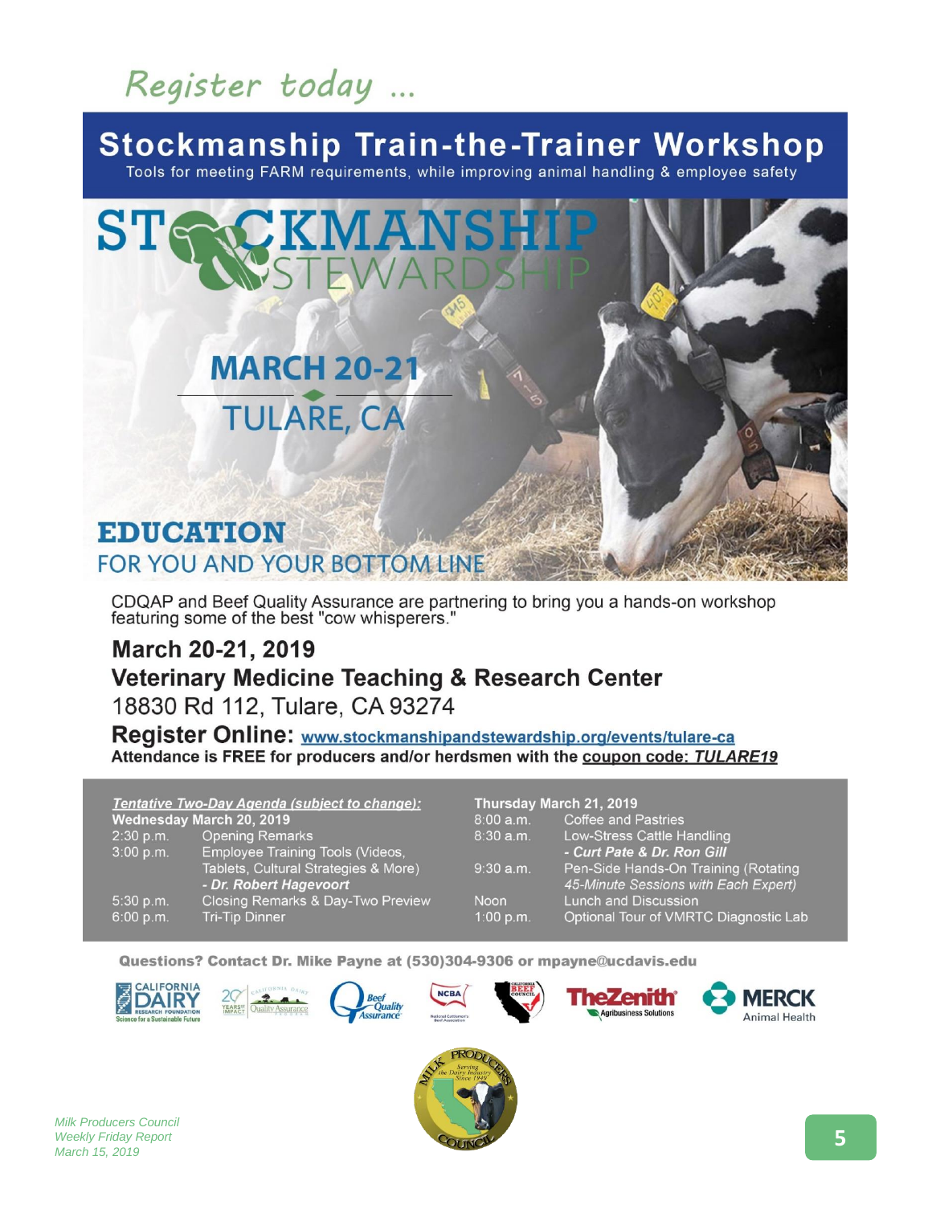# Register today ...

## Stockmanship Train-the-Trainer Workshop

Tools for meeting FARM requirements, while improving animal handling & employee safety

STOCKMANSHIP STEWARDSHIP

MARCH 20-21

TULARE, CA

**EDUCATION**

FOR YOU AND YOUR BOTTOM LINE

CDQAP and Beef Quality Assurance are partnering to bring you a hands-on workshop featuring some of the best "cow whisperers."

### March 20-21, 2019

### Veterinary Medicine Teaching & Research Center

18830 Rd 112, Tulare, CA 93274

**Register Online:** www.stockmanshipandstewardship.org/events/tulare-ca

**Attendance is FREE for producers and/or herdsmen with the coupon code: *TULARE19***

***Tentative Two-Day Agenda (subject to change):***

**Wednesday March 20, 2019**

| | |
|---|---|
| 2:30 p.m. | Opening Remarks |
| 3:00 p.m. | Employee Training Tools (Videos, Tablets, Cultural Strategies & More) ***- Dr. Robert Hagevoort*** |
| 5:30 p.m. | Closing Remarks & Day-Two Preview |
| 6:00 p.m. | Tri-Tip Dinner |

**Thursday March 21, 2019**

| | |
|---|---|
| 8:00 a.m. | Coffee and Pastries |
| 8:30 a.m. | Low-Stress Cattle Handling ***- Curt Pate & Dr. Ron Gill*** |
| 9:30 a.m. | Pen-Side Hands-On Training (Rotating *45-Minute Sessions with Each Expert)* |
| Noon | Lunch and Discussion |
| 1:00 p.m. | Optional Tour of VMRTC Diagnostic Lab |

**Questions? Contact Dr. Mike Payne at (530)304-9306 or mpayne@ucdavis.edu**

California Dairy Research Foundation · California Dairy Quality Assurance · Beef Quality Assurance · NCBA · California Beef Council · The Zenith Agribusiness Solutions · Merck Animal Health